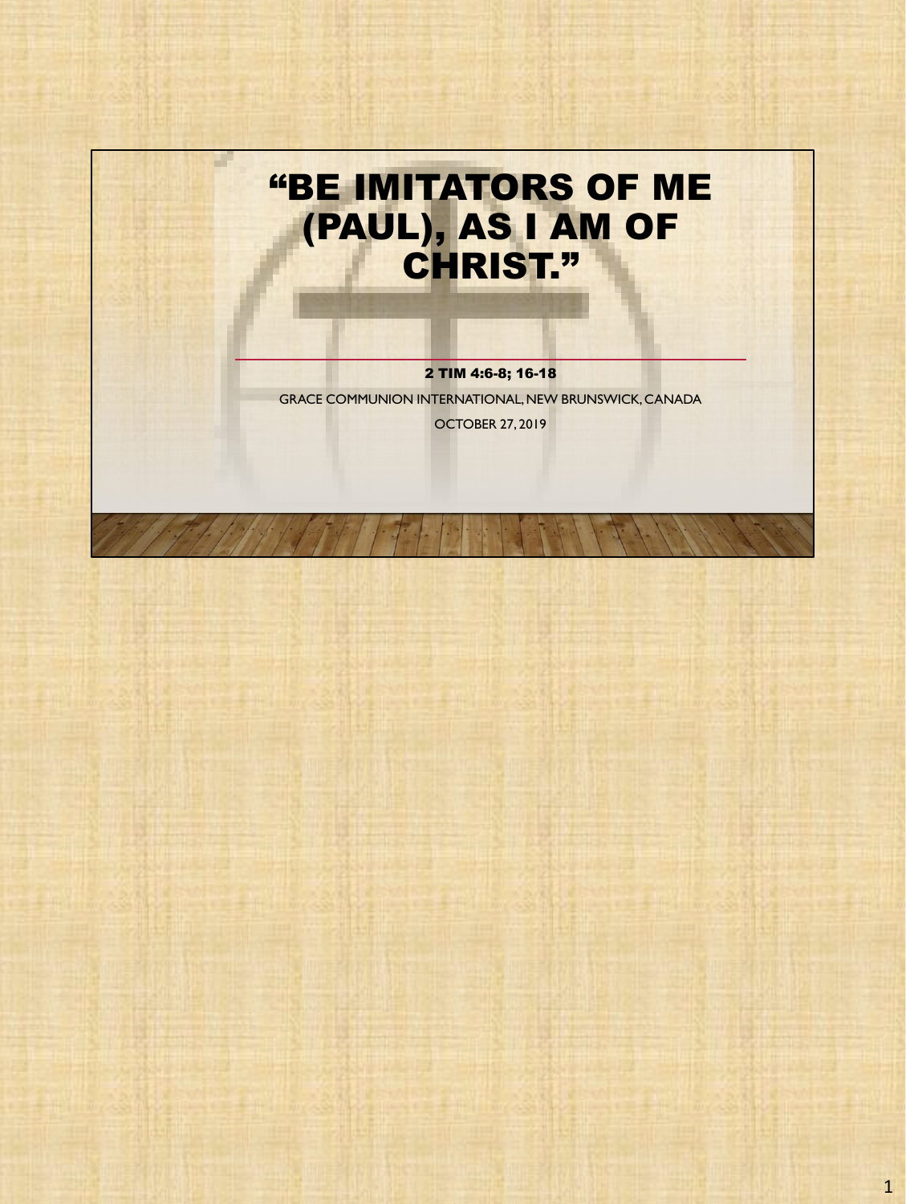# "BE IMITATORS OF ME (PAUL), AS I AM OF CHRIST."

**2 TIM 4:6-8; 16-18**

GRACE COMMUNION INTERNATIONAL, NEW BRUNSWICK, CANADA

OCTOBER 27, 2019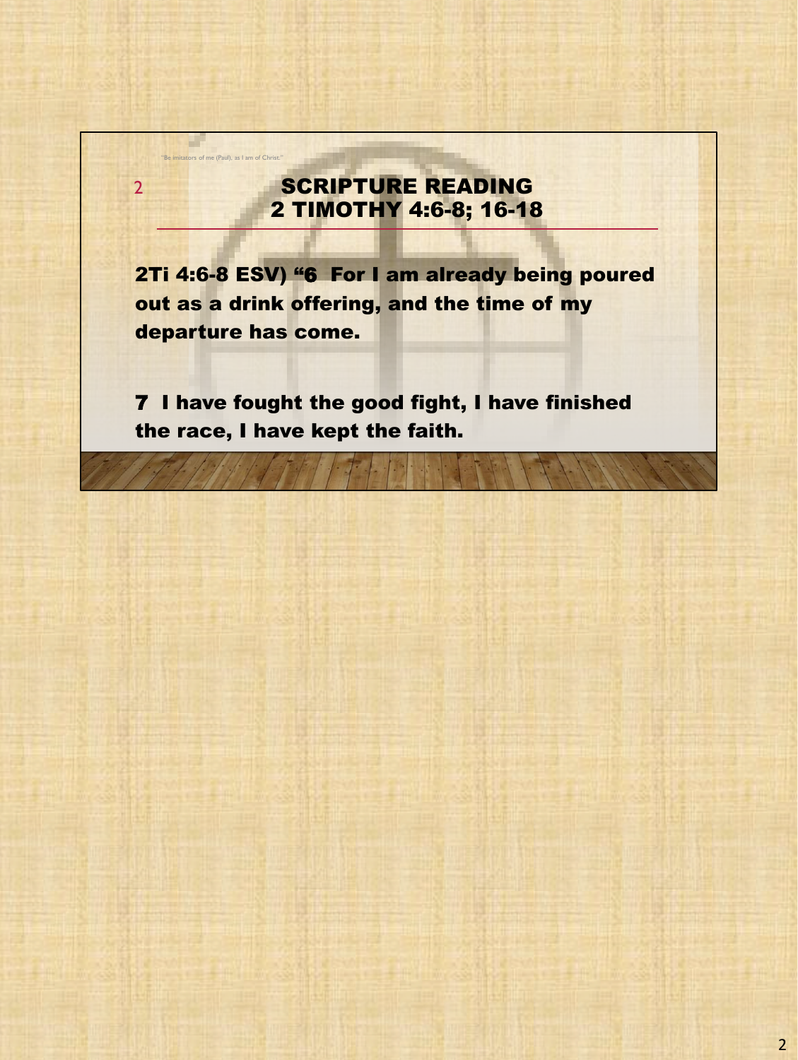"Be imitators of me (Paul), as I am of Christ."

# SCRIPTURE READING
## 2 TIMOTHY 4:6-8; 16-18

**2Ti 4:6-8 ESV) "6 For I am already being poured out as a drink offering, and the time of my departure has come.**

**7 I have fought the good fight, I have finished the race, I have kept the faith.**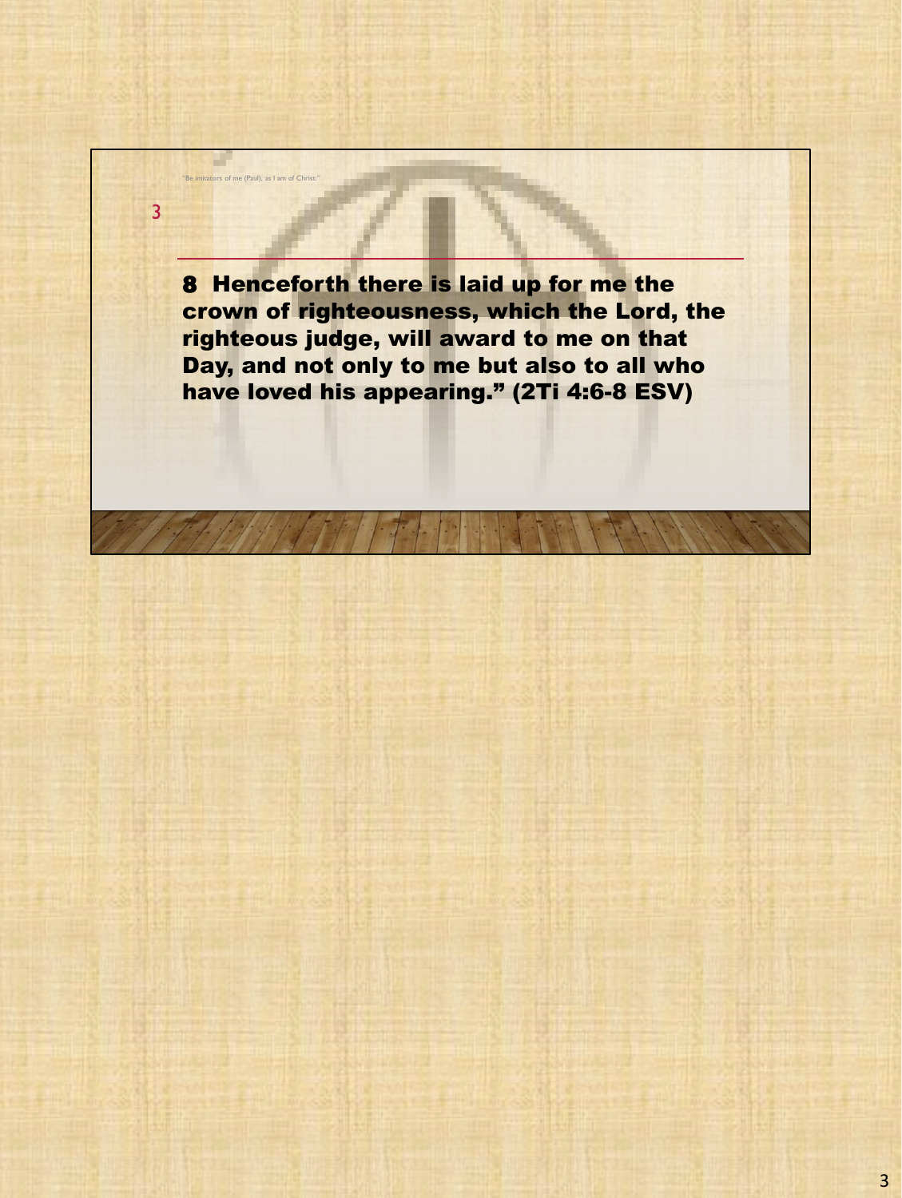"Be imitators of me (Paul), as I am of Christ."

**8 Henceforth there is laid up for me the crown of righteousness, which the Lord, the righteous judge, will award to me on that Day, and not only to me but also to all who have loved his appearing." (2Ti 4:6-8 ESV)**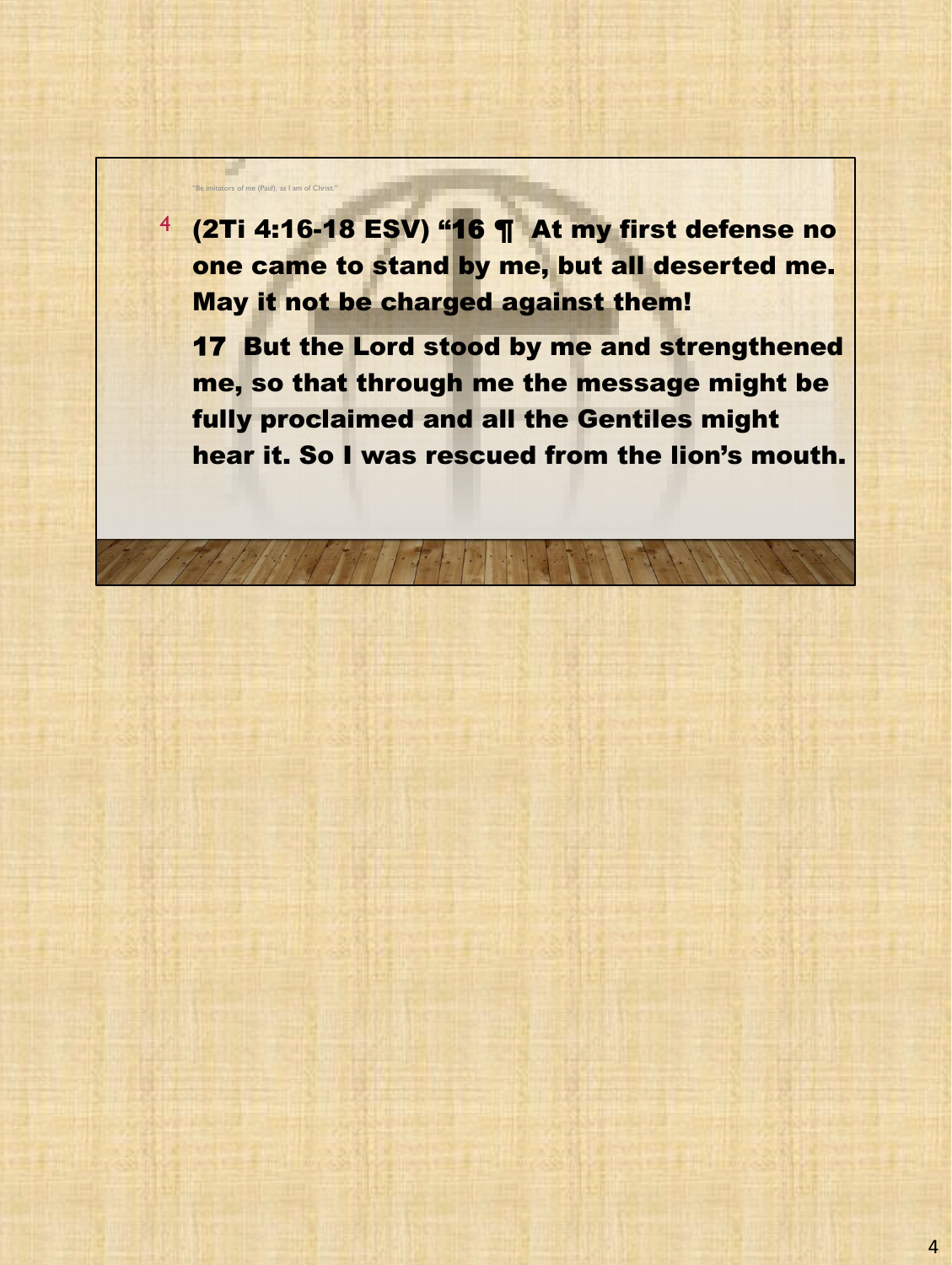"Be imitators of me (Paul), as I am of Christ."

4 **(2Ti 4:16-18 ESV) "16 ¶ At my first defense no one came to stand by me, but all deserted me. May it not be charged against them!**

**17 But the Lord stood by me and strengthened me, so that through me the message might be fully proclaimed and all the Gentiles might hear it. So I was rescued from the lion's mouth.**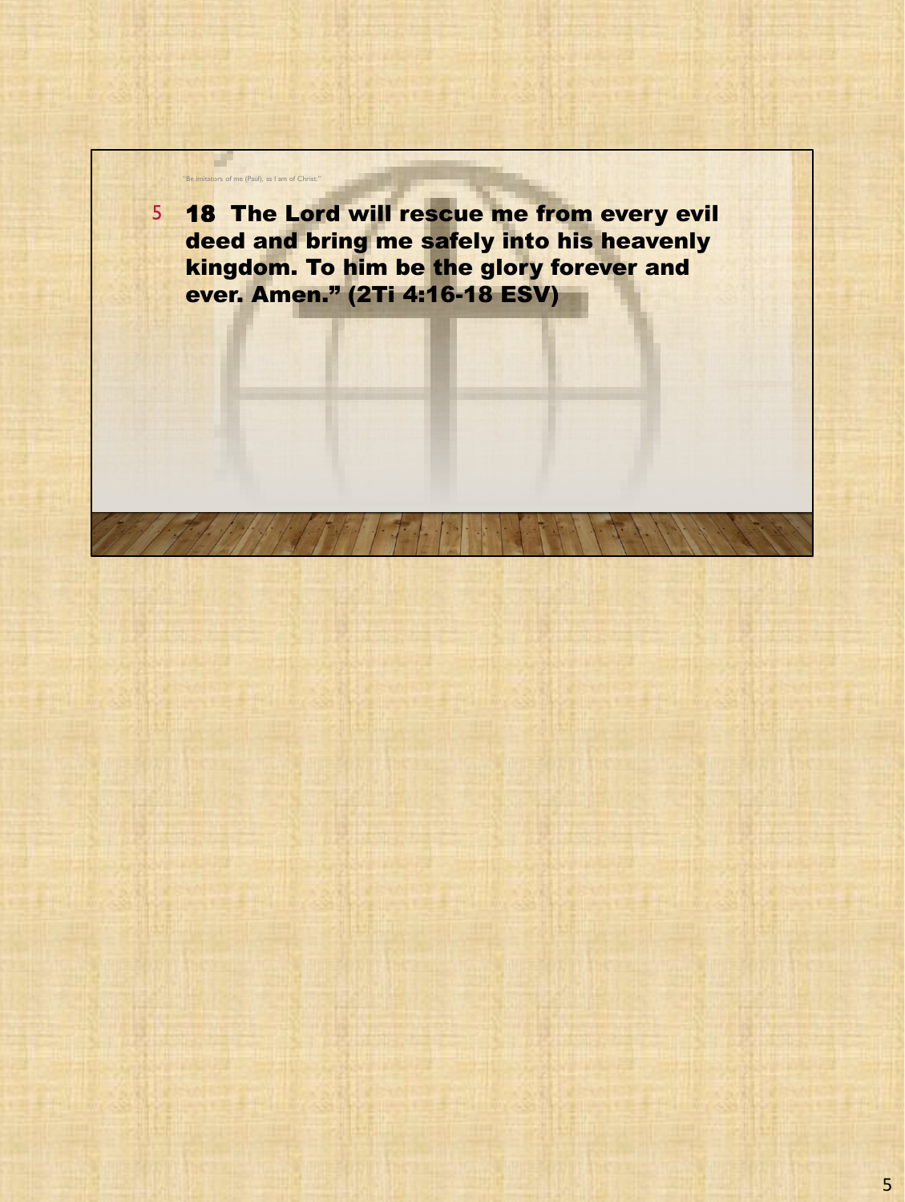"Be imitators of me (Paul), as I am of Christ."

5

**18 The Lord will rescue me from every evil deed and bring me safely into his heavenly kingdom. To him be the glory forever and ever. Amen." (2Ti 4:16-18 ESV)**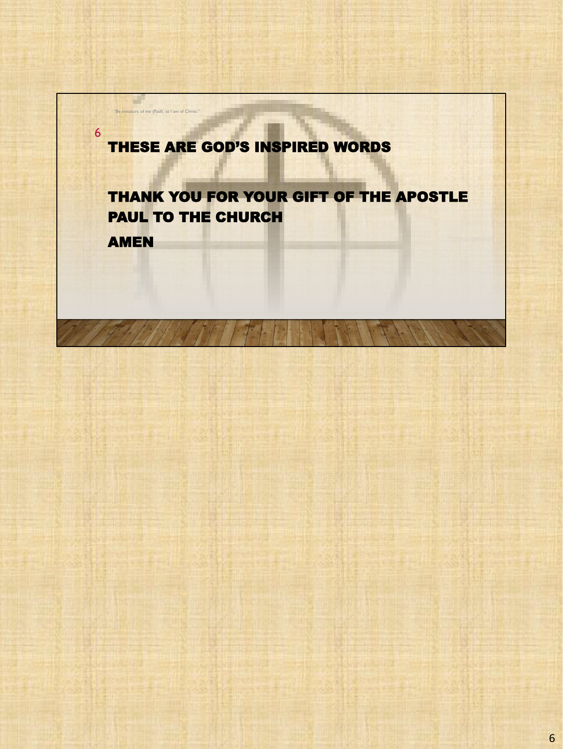"Be imitators of me (Paul), as I am of Christ."

6

**THESE ARE GOD'S INSPIRED WORDS**

**THANK YOU FOR YOUR GIFT OF THE APOSTLE PAUL TO THE CHURCH**

**AMEN**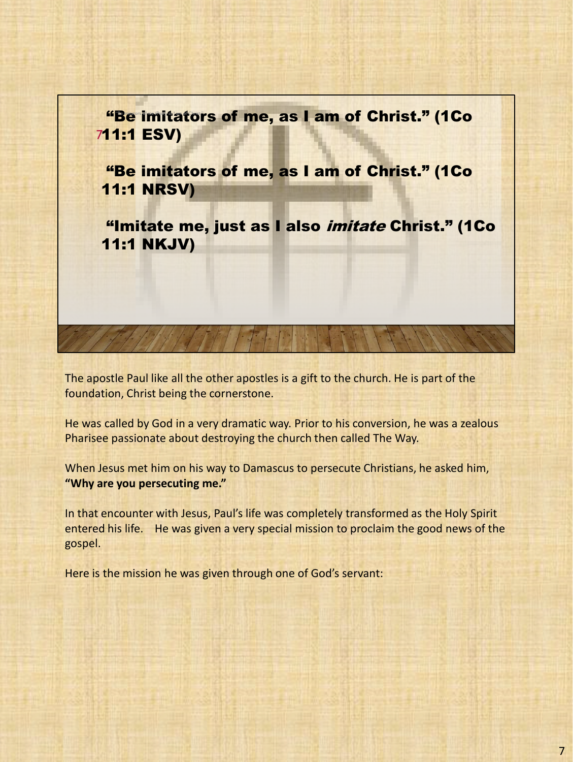**“Be imitators of me, as I am of Christ.” (1Co 11:1 ESV)**

**“Be imitators of me, as I am of Christ.” (1Co 11:1 NRSV)**

**“Imitate me, just as I also *imitate* Christ.” (1Co 11:1 NKJV)**

The apostle Paul like all the other apostles is a gift to the church. He is part of the foundation, Christ being the cornerstone.

He was called by God in a very dramatic way. Prior to his conversion, he was a zealous Pharisee passionate about destroying the church then called The Way.

When Jesus met him on his way to Damascus to persecute Christians, he asked him, **“Why are you persecuting me.”**

In that encounter with Jesus, Paul’s life was completely transformed as the Holy Spirit entered his life. He was given a very special mission to proclaim the good news of the gospel.

Here is the mission he was given through one of God’s servant: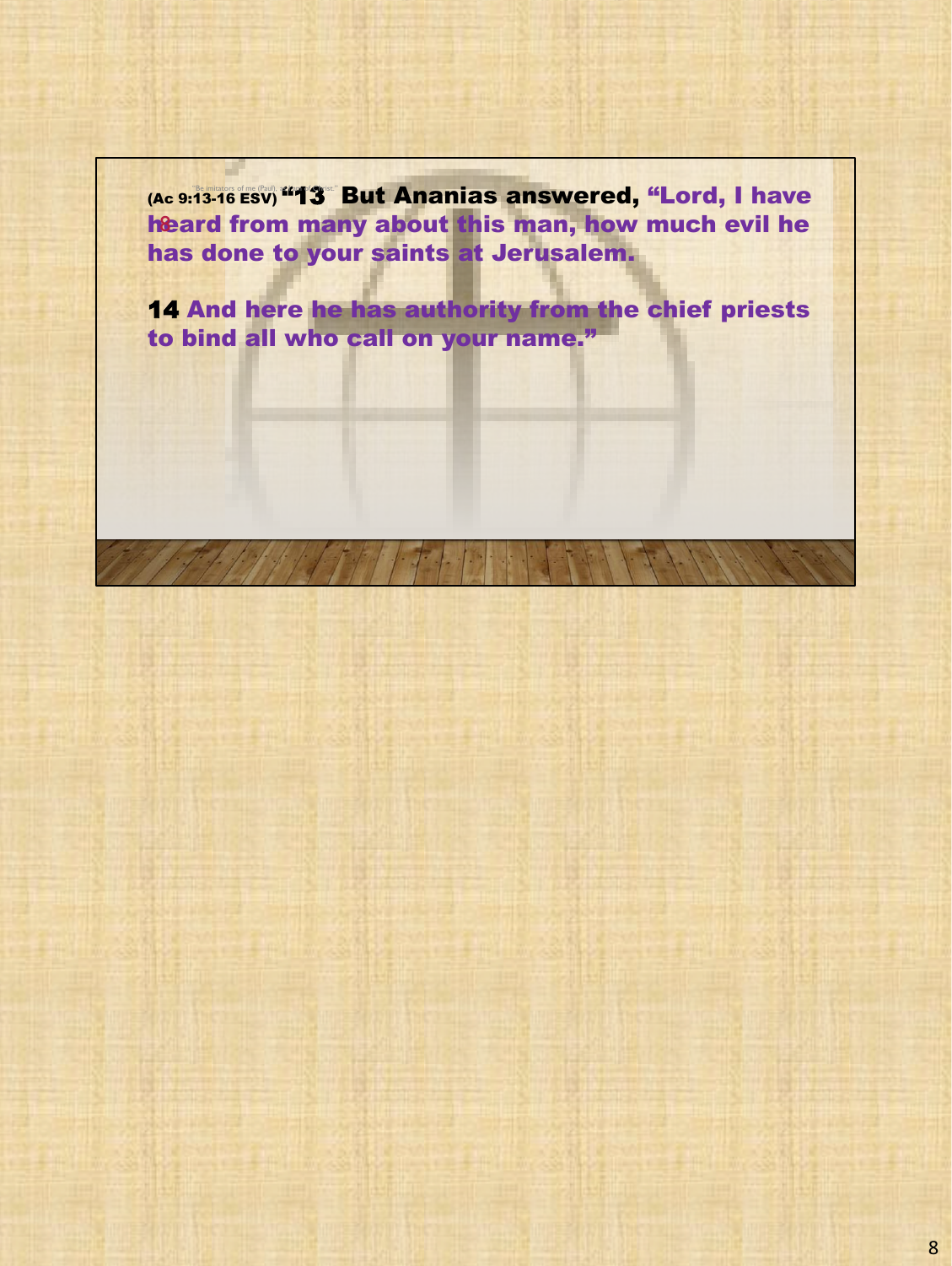(Ac 9:13-16 ESV) "13 But Ananias answered, "Lord, I have heard from many about this man, how much evil he has done to your saints at Jerusalem.

14 And here he has authority from the chief priests to bind all who call on your name."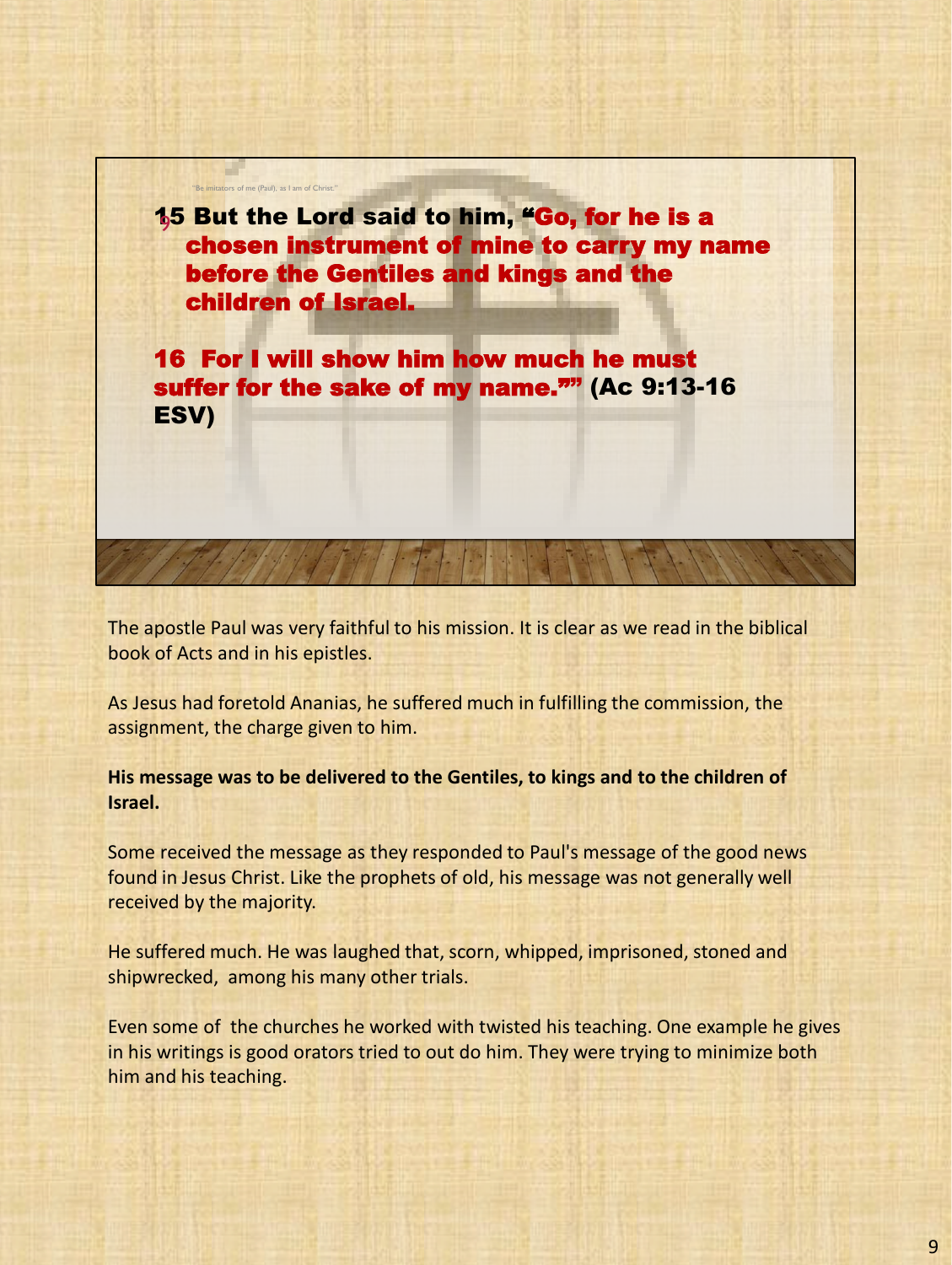"Be imitators of me (Paul), as I am of Christ."

15 But the Lord said to him, "Go, for he is a chosen instrument of mine to carry my name before the Gentiles and kings and the children of Israel.

16 For I will show him how much he must suffer for the sake of my name."" (Ac 9:13-16 ESV)

The apostle Paul was very faithful to his mission. It is clear as we read in the biblical book of Acts and in his epistles.

As Jesus had foretold Ananias, he suffered much in fulfilling the commission, the assignment, the charge given to him.

**His message was to be delivered to the Gentiles, to kings and to the children of Israel.**

Some received the message as they responded to Paul's message of the good news found in Jesus Christ. Like the prophets of old, his message was not generally well received by the majority.

He suffered much. He was laughed that, scorn, whipped, imprisoned, stoned and shipwrecked, among his many other trials.

Even some of the churches he worked with twisted his teaching. One example he gives in his writings is good orators tried to out do him. They were trying to minimize both him and his teaching.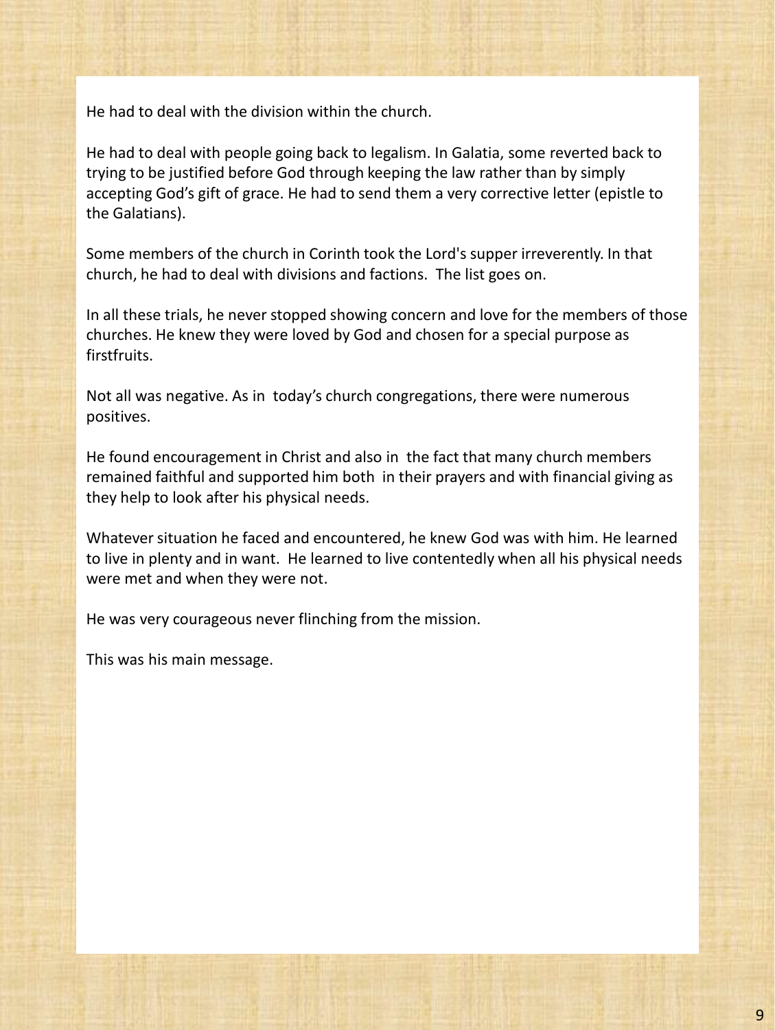He had to deal with the division within the church.

He had to deal with people going back to legalism. In Galatia, some reverted back to trying to be justified before God through keeping the law rather than by simply accepting God's gift of grace. He had to send them a very corrective letter (epistle to the Galatians).

Some members of the church in Corinth took the Lord's supper irreverently. In that church, he had to deal with divisions and factions. The list goes on.

In all these trials, he never stopped showing concern and love for the members of those churches. He knew they were loved by God and chosen for a special purpose as firstfruits.

Not all was negative. As in today's church congregations, there were numerous positives.

He found encouragement in Christ and also in the fact that many church members remained faithful and supported him both in their prayers and with financial giving as they help to look after his physical needs.

Whatever situation he faced and encountered, he knew God was with him. He learned to live in plenty and in want. He learned to live contentedly when all his physical needs were met and when they were not.

He was very courageous never flinching from the mission.

This was his main message.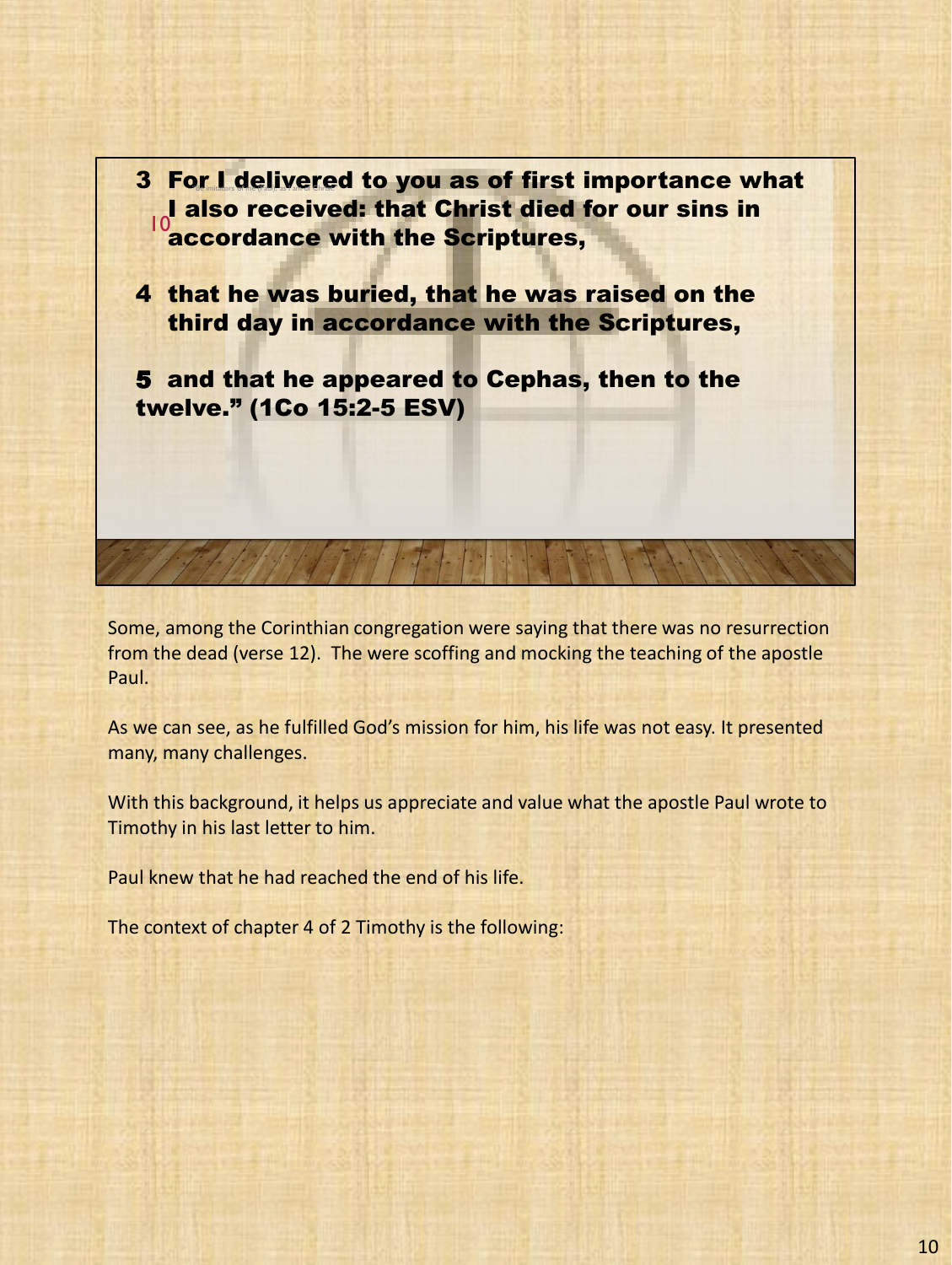3 For I delivered to you as of first importance what I also received: that Christ died for our sins in accordance with the Scriptures,

4 that he was buried, that he was raised on the third day in accordance with the Scriptures,

5 and that he appeared to Cephas, then to the twelve." (1Co 15:2-5 ESV)

Some, among the Corinthian congregation were saying that there was no resurrection from the dead (verse 12). The were scoffing and mocking the teaching of the apostle Paul.

As we can see, as he fulfilled God's mission for him, his life was not easy. It presented many, many challenges.

With this background, it helps us appreciate and value what the apostle Paul wrote to Timothy in his last letter to him.

Paul knew that he had reached the end of his life.

The context of chapter 4 of 2 Timothy is the following: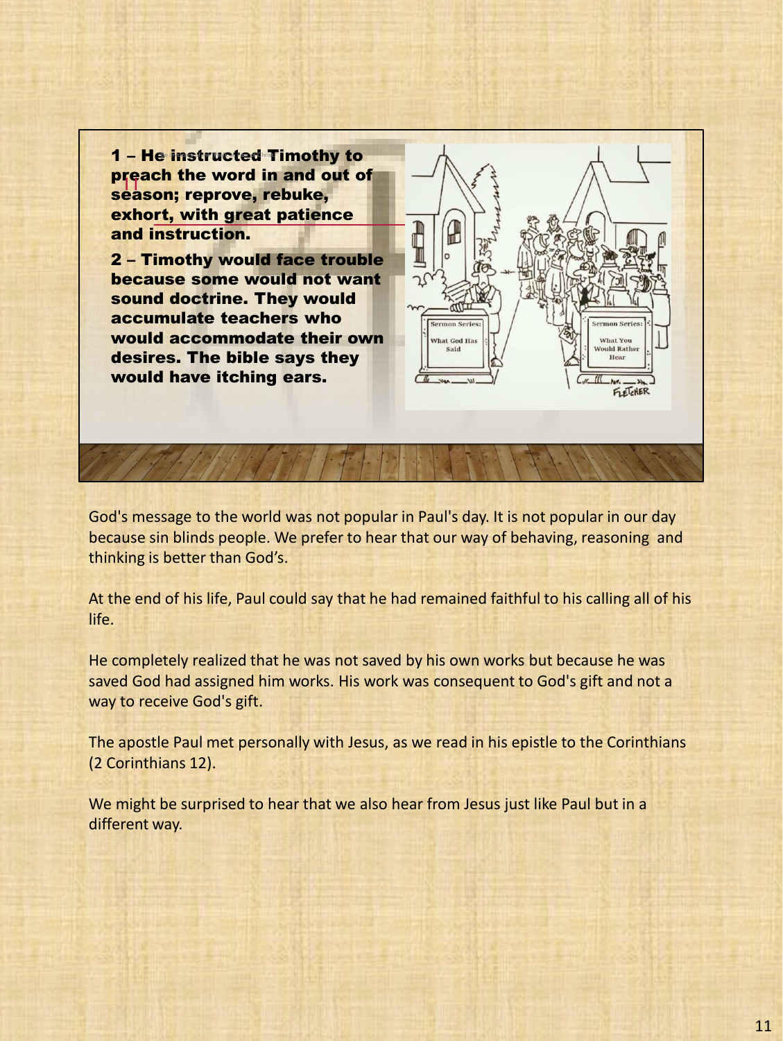**1 – He instructed Timothy to preach the word in and out of season; reprove, rebuke, exhort, with great patience and instruction.**

**2 – Timothy would face trouble because some would not want sound doctrine. They would accumulate teachers who would accommodate their own desires. The bible says they would have itching ears.**

God's message to the world was not popular in Paul's day. It is not popular in our day because sin blinds people. We prefer to hear that our way of behaving, reasoning and thinking is better than God's.

At the end of his life, Paul could say that he had remained faithful to his calling all of his life.

He completely realized that he was not saved by his own works but because he was saved God had assigned him works. His work was consequent to God's gift and not a way to receive God's gift.

The apostle Paul met personally with Jesus, as we read in his epistle to the Corinthians (2 Corinthians 12).

We might be surprised to hear that we also hear from Jesus just like Paul but in a different way.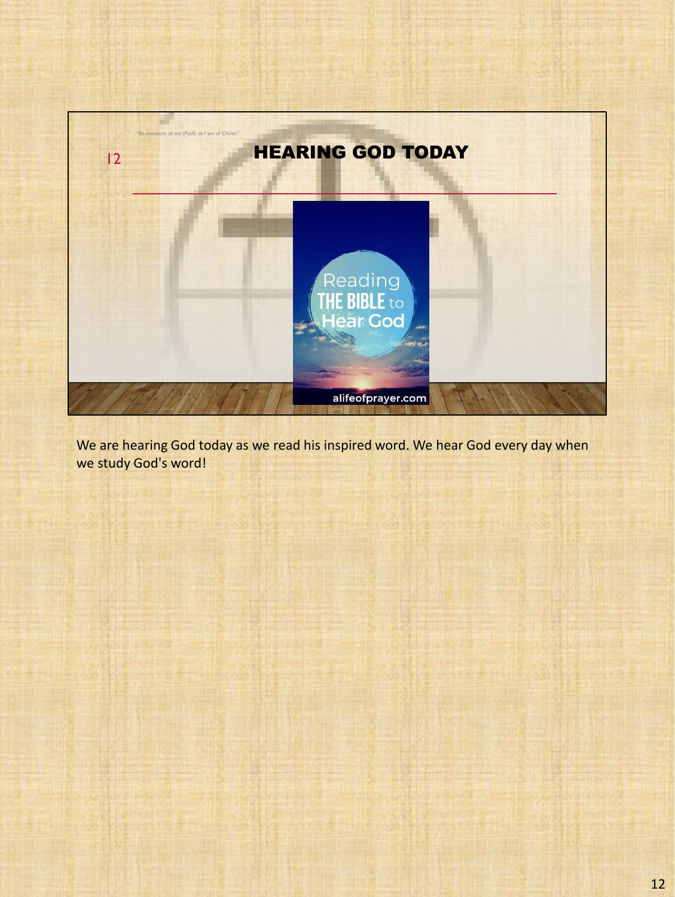"Be imitators of me (Paul), as I am of Christ."

12

## HEARING GOD TODAY

Reading THE BIBLE to Hear God

alifeofprayer.com

We are hearing God today as we read his inspired word. We hear God every day when we study God's word!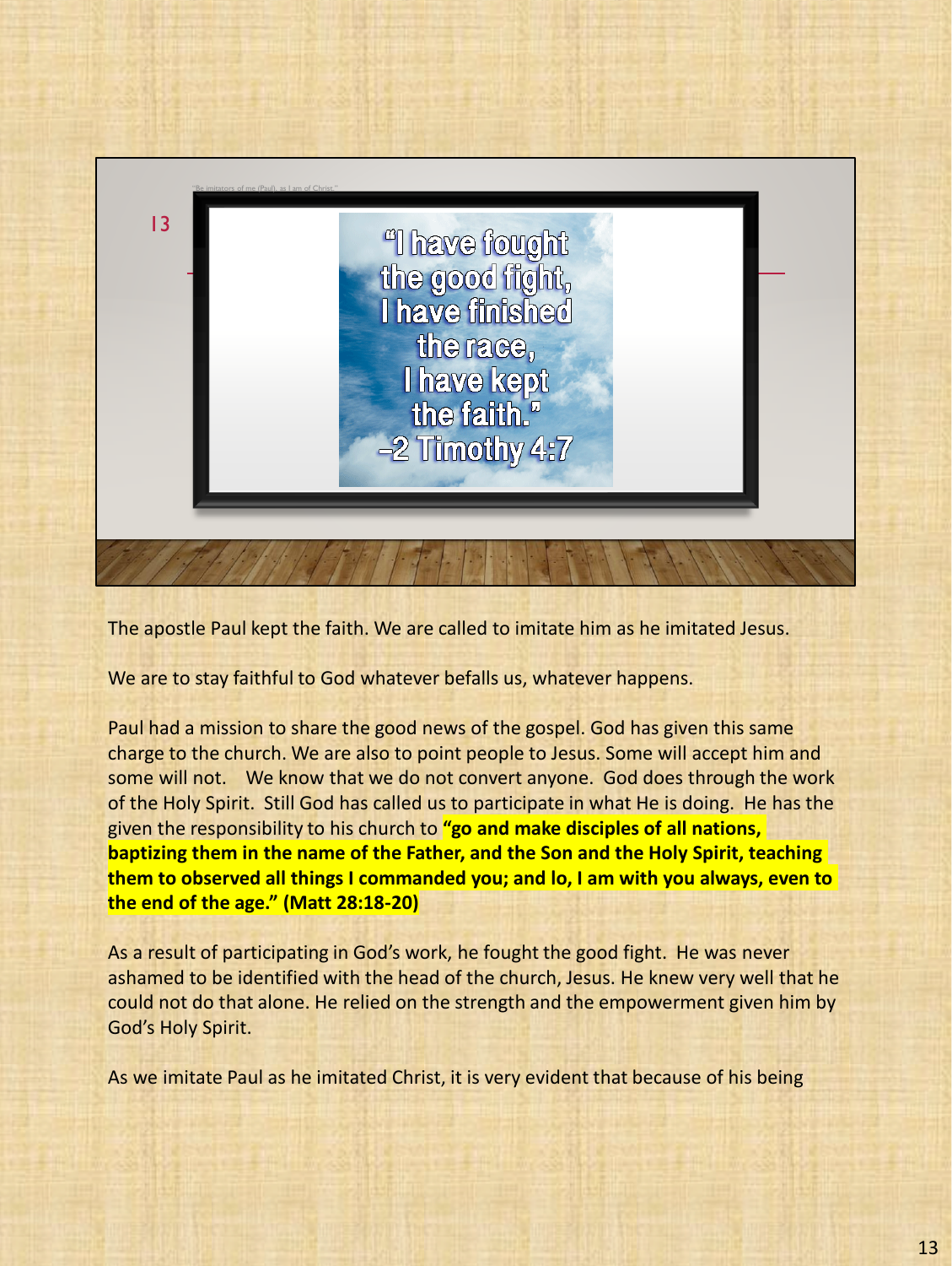"Be imitators of me (Paul), as I am of Christ."

13

"I have fought the good fight, I have finished the race, I have kept the faith." –2 Timothy 4:7

The apostle Paul kept the faith. We are called to imitate him as he imitated Jesus.

We are to stay faithful to God whatever befalls us, whatever happens.

Paul had a mission to share the good news of the gospel. God has given this same charge to the church. We are also to point people to Jesus. Some will accept him and some will not. We know that we do not convert anyone. God does through the work of the Holy Spirit. Still God has called us to participate in what He is doing. He has the given the responsibility to his church to **"go and make disciples of all nations, baptizing them in the name of the Father, and the Son and the Holy Spirit, teaching them to observed all things I commanded you; and lo, I am with you always, even to the end of the age." (Matt 28:18-20)**

As a result of participating in God's work, he fought the good fight. He was never ashamed to be identified with the head of the church, Jesus. He knew very well that he could not do that alone. He relied on the strength and the empowerment given him by God's Holy Spirit.

As we imitate Paul as he imitated Christ, it is very evident that because of his being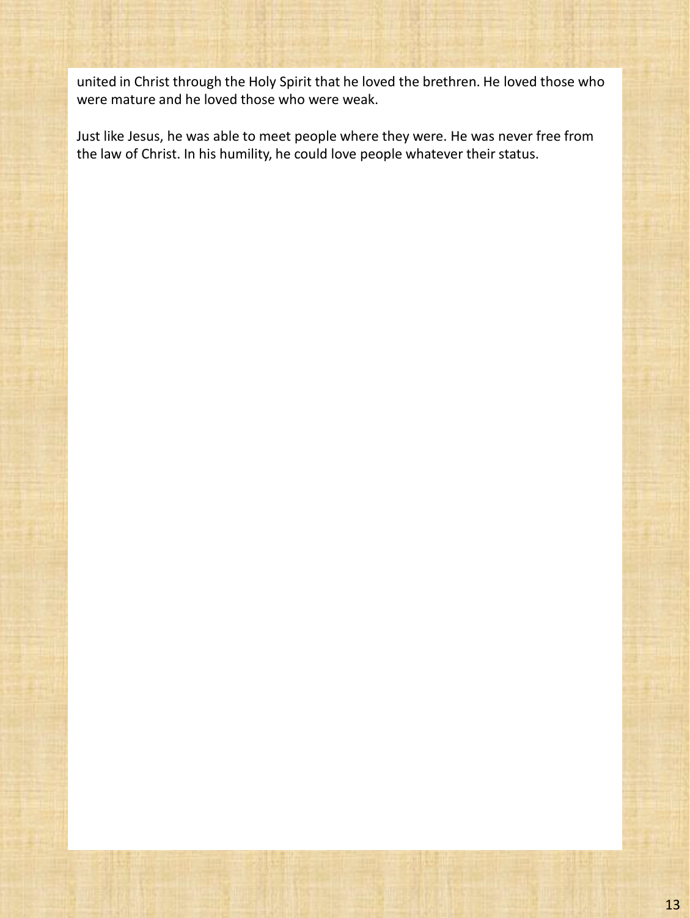united in Christ through the Holy Spirit that he loved the brethren. He loved those who were mature and he loved those who were weak.

Just like Jesus, he was able to meet people where they were. He was never free from the law of Christ. In his humility, he could love people whatever their status.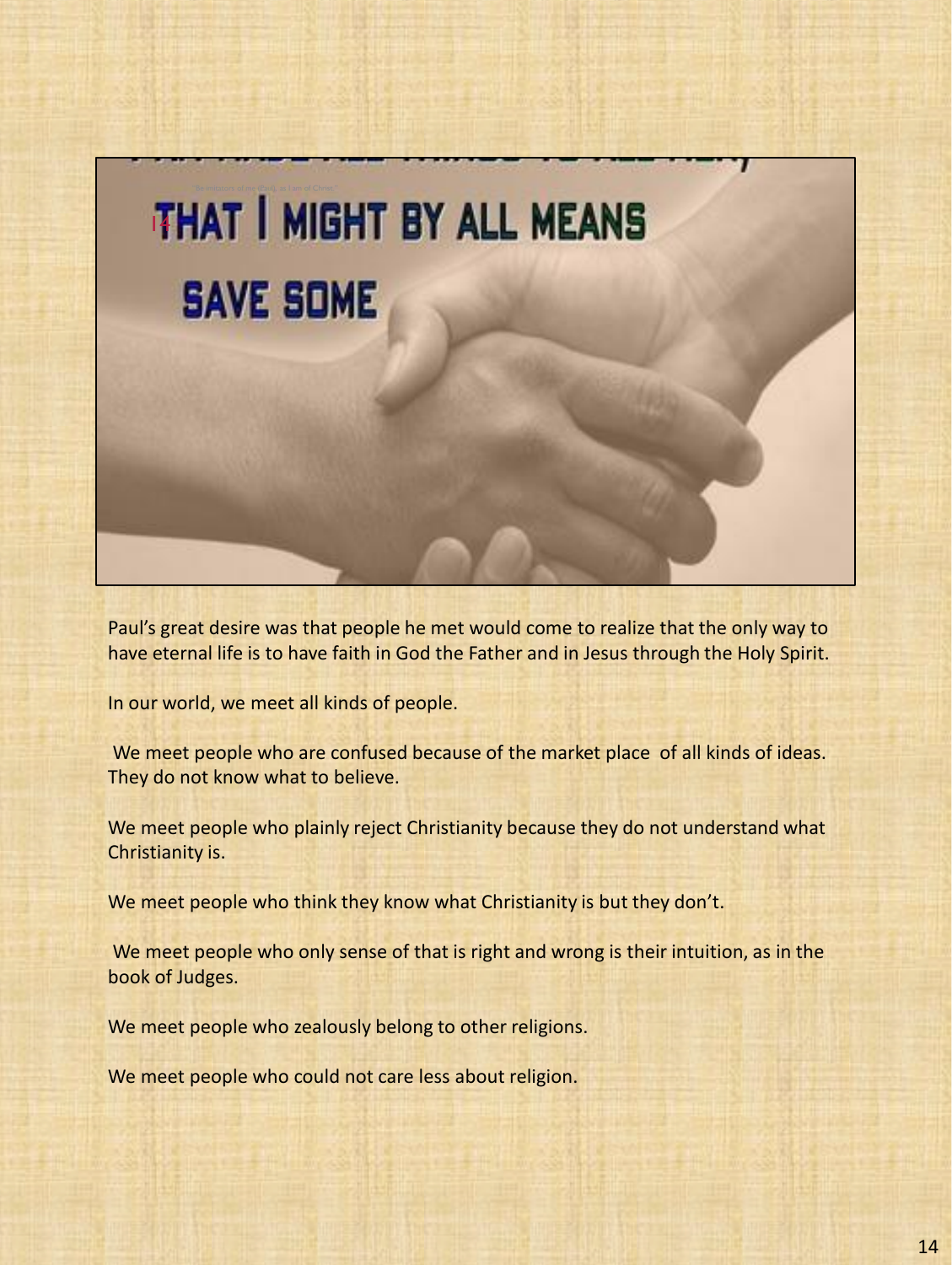THAT I MIGHT BY ALL MEANS SAVE SOME

Paul's great desire was that people he met would come to realize that the only way to have eternal life is to have faith in God the Father and in Jesus through the Holy Spirit.

In our world, we meet all kinds of people.

We meet people who are confused because of the market place of all kinds of ideas. They do not know what to believe.

We meet people who plainly reject Christianity because they do not understand what Christianity is.

We meet people who think they know what Christianity is but they don't.

We meet people who only sense of that is right and wrong is their intuition, as in the book of Judges.

We meet people who zealously belong to other religions.

We meet people who could not care less about religion.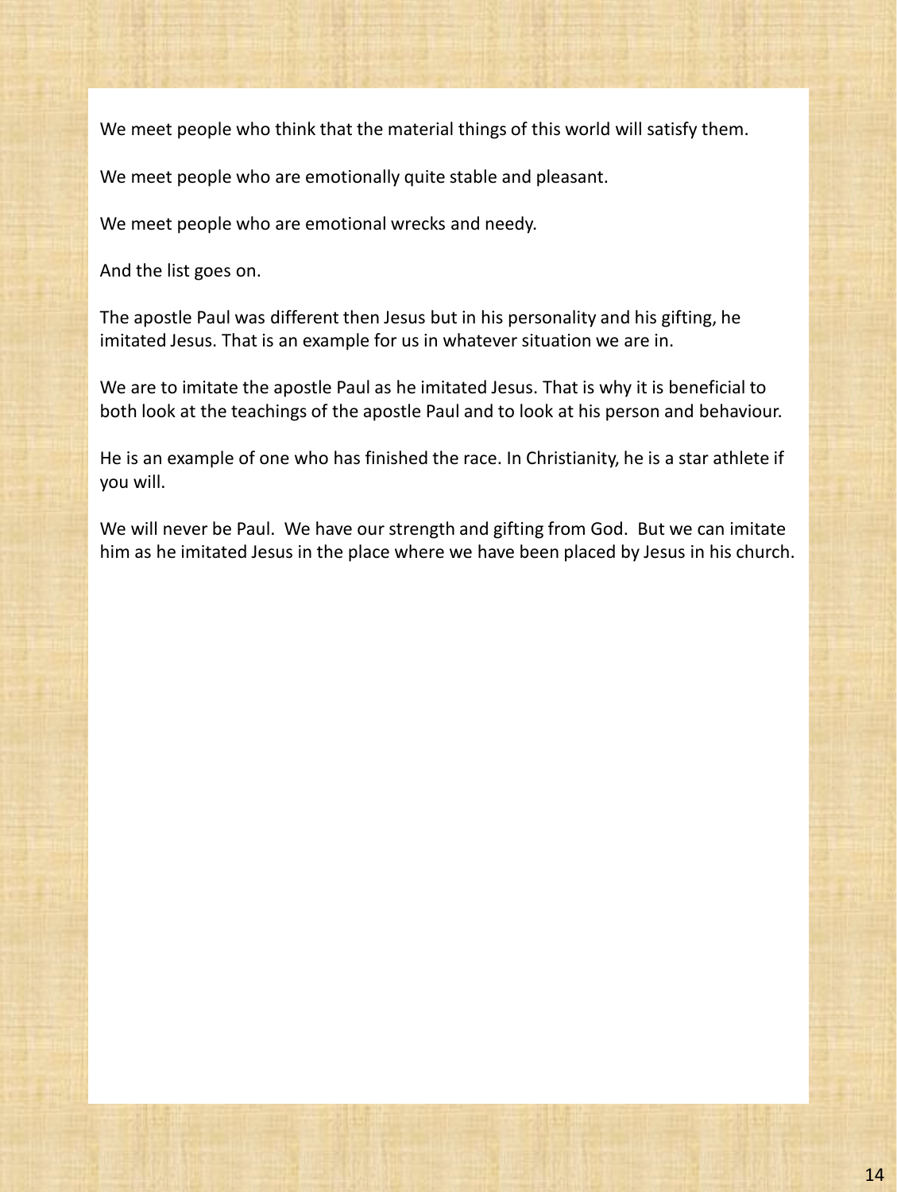We meet people who think that the material things of this world will satisfy them.

We meet people who are emotionally quite stable and pleasant.

We meet people who are emotional wrecks and needy.

And the list goes on.

The apostle Paul was different then Jesus but in his personality and his gifting, he imitated Jesus. That is an example for us in whatever situation we are in.

We are to imitate the apostle Paul as he imitated Jesus. That is why it is beneficial to both look at the teachings of the apostle Paul and to look at his person and behaviour.

He is an example of one who has finished the race. In Christianity, he is a star athlete if you will.

We will never be Paul. We have our strength and gifting from God. But we can imitate him as he imitated Jesus in the place where we have been placed by Jesus in his church.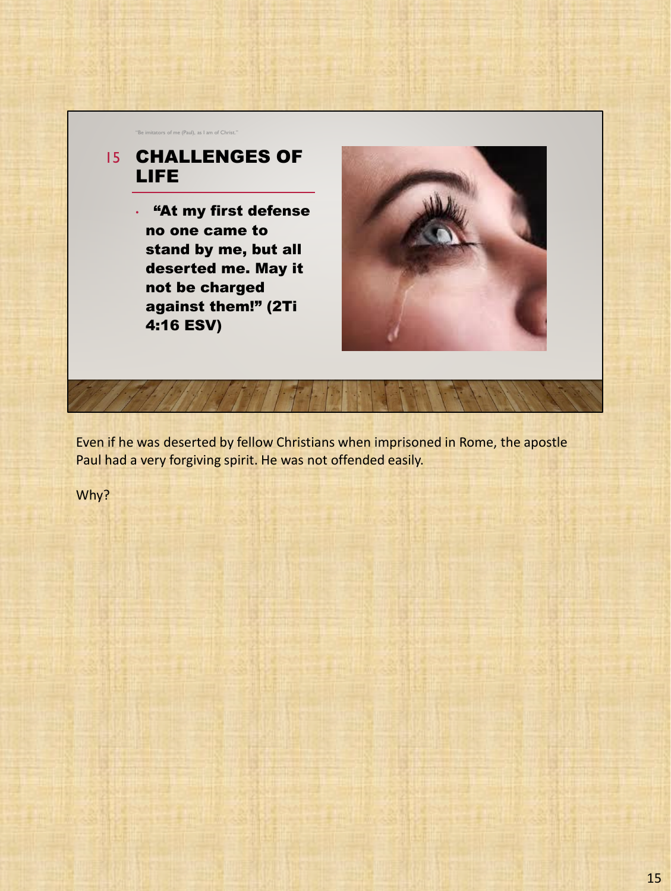"Be imitators of me (Paul), as I am of Christ."

## 15 CHALLENGES OF LIFE

- **"At my first defense no one came to stand by me, but all deserted me. May it not be charged against them!" (2Ti 4:16 ESV)**

Even if he was deserted by fellow Christians when imprisoned in Rome, the apostle Paul had a very forgiving spirit. He was not offended easily.

Why?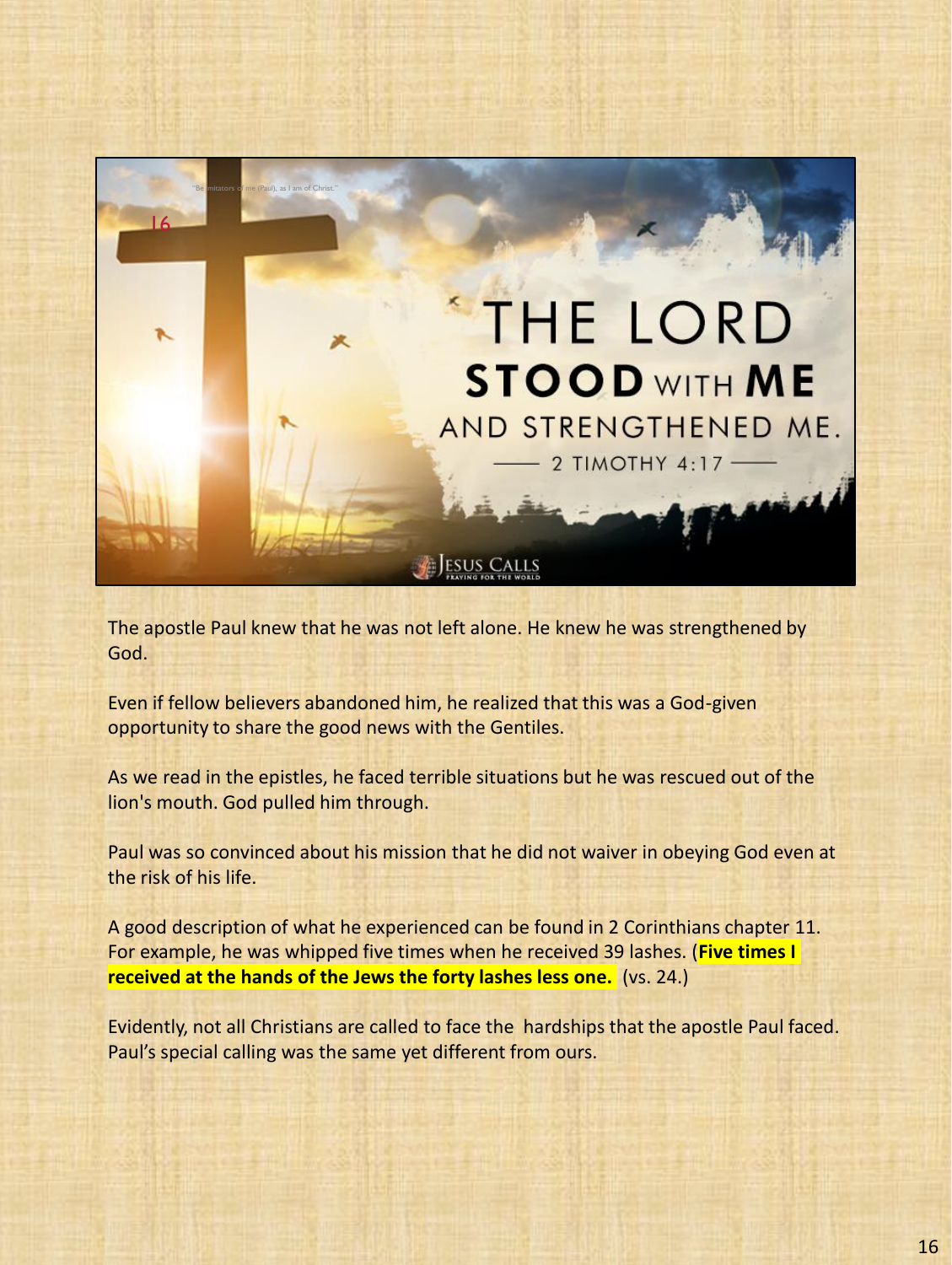"Be imitators of me (Paul), as I am of Christ."

16

THE LORD **STOOD** WITH **ME** AND STRENGTHENED ME.

— 2 TIMOTHY 4:17 —

JESUS CALLS
PRAYING FOR THE WORLD

The apostle Paul knew that he was not left alone. He knew he was strengthened by God.

Even if fellow believers abandoned him, he realized that this was a God-given opportunity to share the good news with the Gentiles.

As we read in the epistles, he faced terrible situations but he was rescued out of the lion's mouth. God pulled him through.

Paul was so convinced about his mission that he did not waiver in obeying God even at the risk of his life.

A good description of what he experienced can be found in 2 Corinthians chapter 11. For example, he was whipped five times when he received 39 lashes. (**Five times I received at the hands of the Jews the forty lashes less one.** (vs. 24.)

Evidently, not all Christians are called to face the hardships that the apostle Paul faced. Paul's special calling was the same yet different from ours.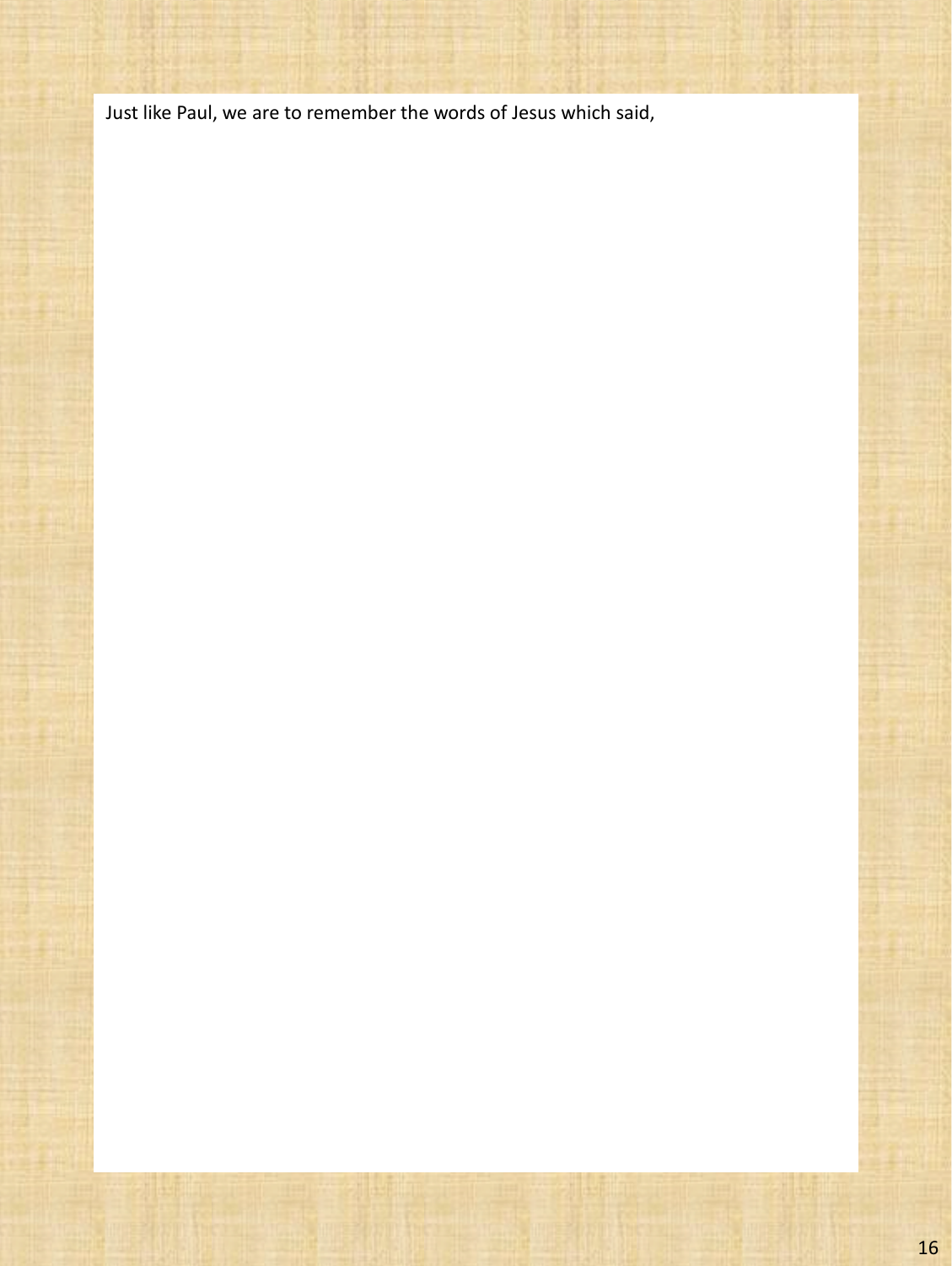Just like Paul, we are to remember the words of Jesus which said,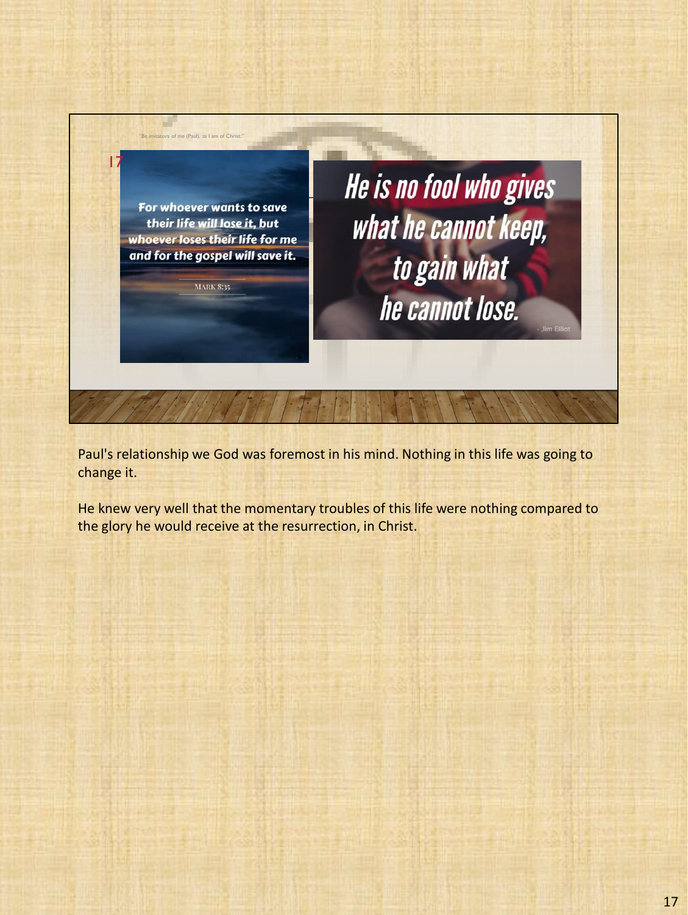"Be imitators of me (Paul), as I am of Christ."

For whoever wants to save their life will lose it, but whoever loses their life for me and for the gospel will save it.

MARK 8:35

He is no fool who gives what he cannot keep, to gain what he cannot lose.

- Jim Elliot

Paul's relationship we God was foremost in his mind. Nothing in this life was going to change it.

He knew very well that the momentary troubles of this life were nothing compared to the glory he would receive at the resurrection, in Christ.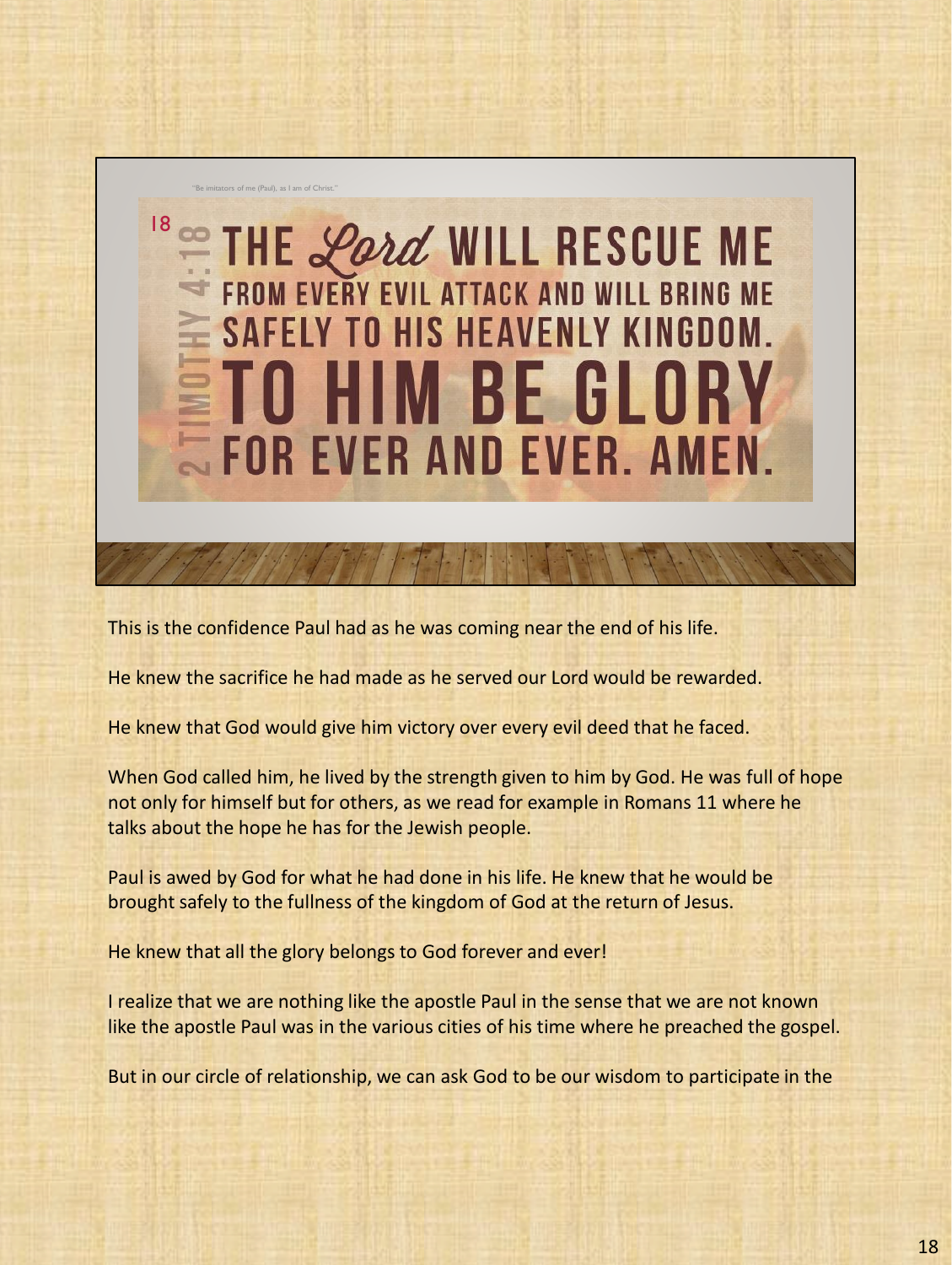"Be imitators of me (Paul), as I am of Christ."

18 THE *Lord* WILL RESCUE ME FROM EVERY EVIL ATTACK AND WILL BRING ME SAFELY TO HIS HEAVENLY KINGDOM. TO HIM BE GLORY FOR EVER AND EVER. AMEN.

2 TIMOTHY 4:18

This is the confidence Paul had as he was coming near the end of his life.

He knew the sacrifice he had made as he served our Lord would be rewarded.

He knew that God would give him victory over every evil deed that he faced.

When God called him, he lived by the strength given to him by God. He was full of hope not only for himself but for others, as we read for example in Romans 11 where he talks about the hope he has for the Jewish people.

Paul is awed by God for what he had done in his life. He knew that he would be brought safely to the fullness of the kingdom of God at the return of Jesus.

He knew that all the glory belongs to God forever and ever!

I realize that we are nothing like the apostle Paul in the sense that we are not known like the apostle Paul was in the various cities of his time where he preached the gospel.

But in our circle of relationship, we can ask God to be our wisdom to participate in the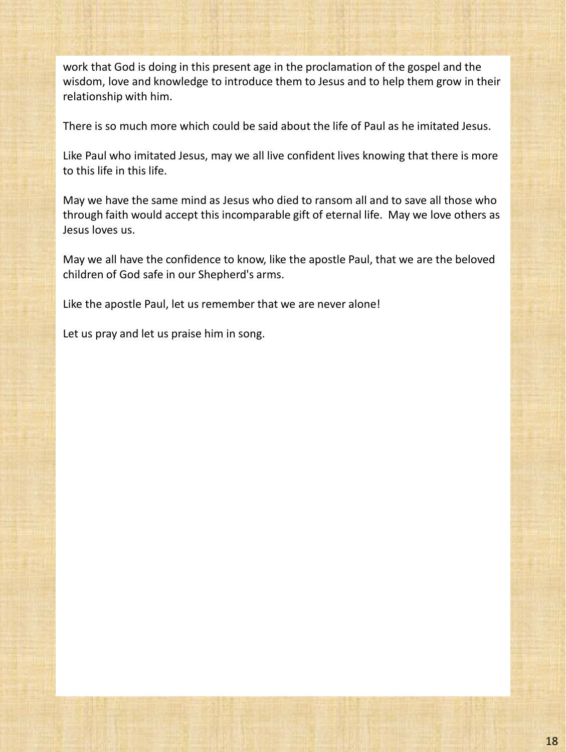work that God is doing in this present age in the proclamation of the gospel and the wisdom, love and knowledge to introduce them to Jesus and to help them grow in their relationship with him.

There is so much more which could be said about the life of Paul as he imitated Jesus.

Like Paul who imitated Jesus, may we all live confident lives knowing that there is more to this life in this life.

May we have the same mind as Jesus who died to ransom all and to save all those who through faith would accept this incomparable gift of eternal life. May we love others as Jesus loves us.

May we all have the confidence to know, like the apostle Paul, that we are the beloved children of God safe in our Shepherd's arms.

Like the apostle Paul, let us remember that we are never alone!

Let us pray and let us praise him in song.